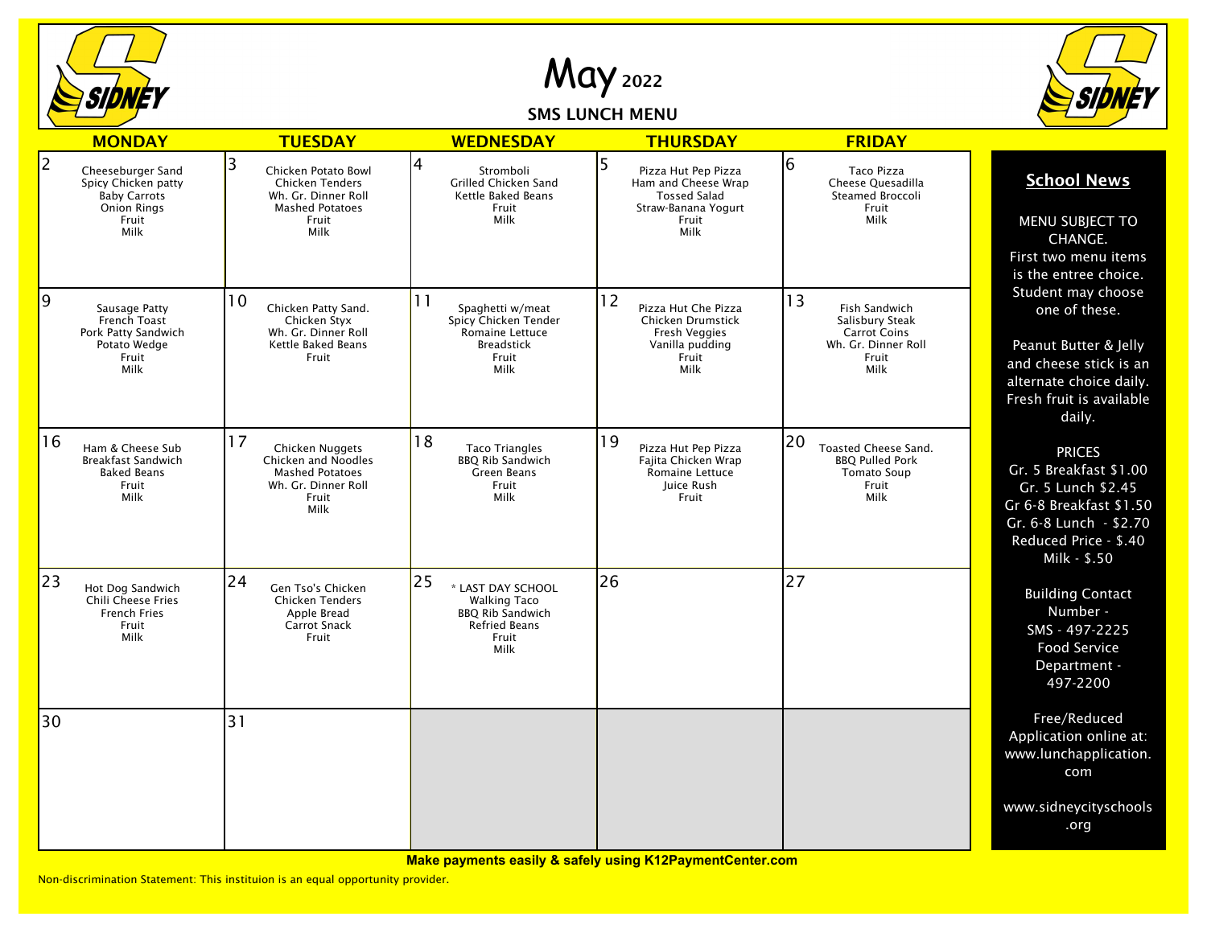# May 2022

## SMS LUNCH MENU

| MONDAY | TUESDAY | WEDNESDAY | THURSDAY | FRIDAY |
|---|---|---|---|---|
| 2<br>Cheeseburger Sand<br>Spicy Chicken patty<br>Baby Carrots<br>Onion Rings<br>Fruit<br>Milk | 3<br>Chicken Potato Bowl<br>Chicken Tenders<br>Wh. Gr. Dinner Roll<br>Mashed Potatoes<br>Fruit<br>Milk | 4<br>Stromboli<br>Grilled Chicken Sand<br>Kettle Baked Beans<br>Fruit<br>Milk | 5<br>Pizza Hut Pep Pizza<br>Ham and Cheese Wrap<br>Tossed Salad<br>Straw-Banana Yogurt<br>Fruit<br>Milk | 6<br>Taco Pizza<br>Cheese Quesadilla<br>Steamed Broccoli<br>Fruit<br>Milk |
| 9<br>Sausage Patty<br>French Toast<br>Pork Patty Sandwich<br>Potato Wedge<br>Fruit<br>Milk | 10<br>Chicken Patty Sand.<br>Chicken Styx<br>Wh. Gr. Dinner Roll<br>Kettle Baked Beans<br>Fruit | 11<br>Spaghetti w/meat<br>Spicy Chicken Tender<br>Romaine Lettuce<br>Breadstick<br>Fruit<br>Milk | 12<br>Pizza Hut Che Pizza<br>Chicken Drumstick<br>Fresh Veggies<br>Vanilla pudding<br>Fruit<br>Milk | 13<br>Fish Sandwich<br>Salisbury Steak<br>Carrot Coins<br>Wh. Gr. Dinner Roll<br>Fruit<br>Milk |
| 16<br>Ham & Cheese Sub<br>Breakfast Sandwich<br>Baked Beans<br>Fruit<br>Milk | 17<br>Chicken Nuggets<br>Chicken and Noodles<br>Mashed Potatoes<br>Wh. Gr. Dinner Roll<br>Fruit<br>Milk | 18<br>Taco Triangles<br>BBQ Rib Sandwich<br>Green Beans<br>Fruit<br>Milk | 19<br>Pizza Hut Pep Pizza<br>Fajita Chicken Wrap<br>Romaine Lettuce<br>Juice Rush<br>Fruit | 20<br>Toasted Cheese Sand.<br>BBQ Pulled Pork<br>Tomato Soup<br>Fruit<br>Milk |
| 23<br>Hot Dog Sandwich<br>Chili Cheese Fries<br>French Fries<br>Fruit<br>Milk | 24<br>Gen Tso's Chicken<br>Chicken Tenders<br>Apple Bread<br>Carrot Snack<br>Fruit | 25<br>* LAST DAY SCHOOL<br>Walking Taco<br>BBQ Rib Sandwich<br>Refried Beans<br>Fruit<br>Milk | 26 | 27 |
| 30 | 31 | | | |

### School News

MENU SUBJECT TO CHANGE.
First two menu items is the entree choice. Student may choose one of these.

Peanut Butter & Jelly and cheese stick is an alternate choice daily. Fresh fruit is available daily.

PRICES
Gr. 5 Breakfast $1.00
Gr. 5 Lunch $2.45
Gr 6-8 Breakfast $1.50
Gr. 6-8 Lunch - $2.70
Reduced Price - $.40
Milk - $.50

Building Contact Number -
SMS - 497-2225
Food Service Department -
497-2200

Free/Reduced Application online at: www.lunchapplication.com

www.sidneycityschools.org

**Make payments easily & safely using K12PaymentCenter.com**

Non-discrimination Statement: This instituion is an equal opportunity provider.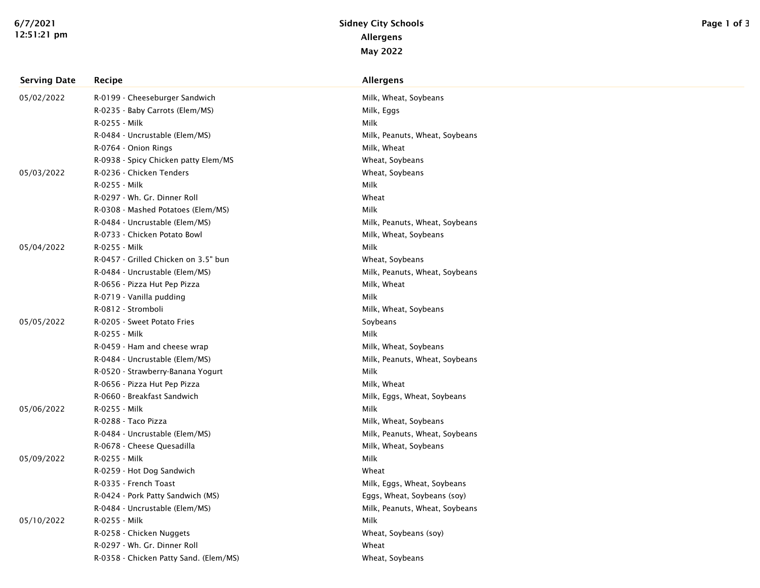# Sidney City Schools

## Allergens

## May 2022

| Serving Date | Recipe | Allergens |
|---|---|---|
| 05/02/2022 | R-0199 - Cheeseburger Sandwich | Milk, Wheat, Soybeans |
| | R-0235 - Baby Carrots (Elem/MS) | Milk, Eggs |
| | R-0255 - Milk | Milk |
| | R-0484 - Uncrustable (Elem/MS) | Milk, Peanuts, Wheat, Soybeans |
| | R-0764 - Onion Rings | Milk, Wheat |
| | R-0938 - Spicy Chicken patty Elem/MS | Wheat, Soybeans |
| 05/03/2022 | R-0236 - Chicken Tenders | Wheat, Soybeans |
| | R-0255 - Milk | Milk |
| | R-0297 - Wh. Gr. Dinner Roll | Wheat |
| | R-0308 - Mashed Potatoes (Elem/MS) | Milk |
| | R-0484 - Uncrustable (Elem/MS) | Milk, Peanuts, Wheat, Soybeans |
| | R-0733 - Chicken Potato Bowl | Milk, Wheat, Soybeans |
| 05/04/2022 | R-0255 - Milk | Milk |
| | R-0457 - Grilled Chicken on 3.5" bun | Wheat, Soybeans |
| | R-0484 - Uncrustable (Elem/MS) | Milk, Peanuts, Wheat, Soybeans |
| | R-0656 - Pizza Hut Pep Pizza | Milk, Wheat |
| | R-0719 - Vanilla pudding | Milk |
| | R-0812 - Stromboli | Milk, Wheat, Soybeans |
| 05/05/2022 | R-0205 - Sweet Potato Fries | Soybeans |
| | R-0255 - Milk | Milk |
| | R-0459 - Ham and cheese wrap | Milk, Wheat, Soybeans |
| | R-0484 - Uncrustable (Elem/MS) | Milk, Peanuts, Wheat, Soybeans |
| | R-0520 - Strawberry-Banana Yogurt | Milk |
| | R-0656 - Pizza Hut Pep Pizza | Milk, Wheat |
| | R-0660 - Breakfast Sandwich | Milk, Eggs, Wheat, Soybeans |
| 05/06/2022 | R-0255 - Milk | Milk |
| | R-0288 - Taco Pizza | Milk, Wheat, Soybeans |
| | R-0484 - Uncrustable (Elem/MS) | Milk, Peanuts, Wheat, Soybeans |
| | R-0678 - Cheese Quesadilla | Milk, Wheat, Soybeans |
| 05/09/2022 | R-0255 - Milk | Milk |
| | R-0259 - Hot Dog Sandwich | Wheat |
| | R-0335 - French Toast | Milk, Eggs, Wheat, Soybeans |
| | R-0424 - Pork Patty Sandwich (MS) | Eggs, Wheat, Soybeans (soy) |
| | R-0484 - Uncrustable (Elem/MS) | Milk, Peanuts, Wheat, Soybeans |
| 05/10/2022 | R-0255 - Milk | Milk |
| | R-0258 - Chicken Nuggets | Wheat, Soybeans (soy) |
| | R-0297 - Wh. Gr. Dinner Roll | Wheat |
| | R-0358 - Chicken Patty Sand. (Elem/MS) | Wheat, Soybeans |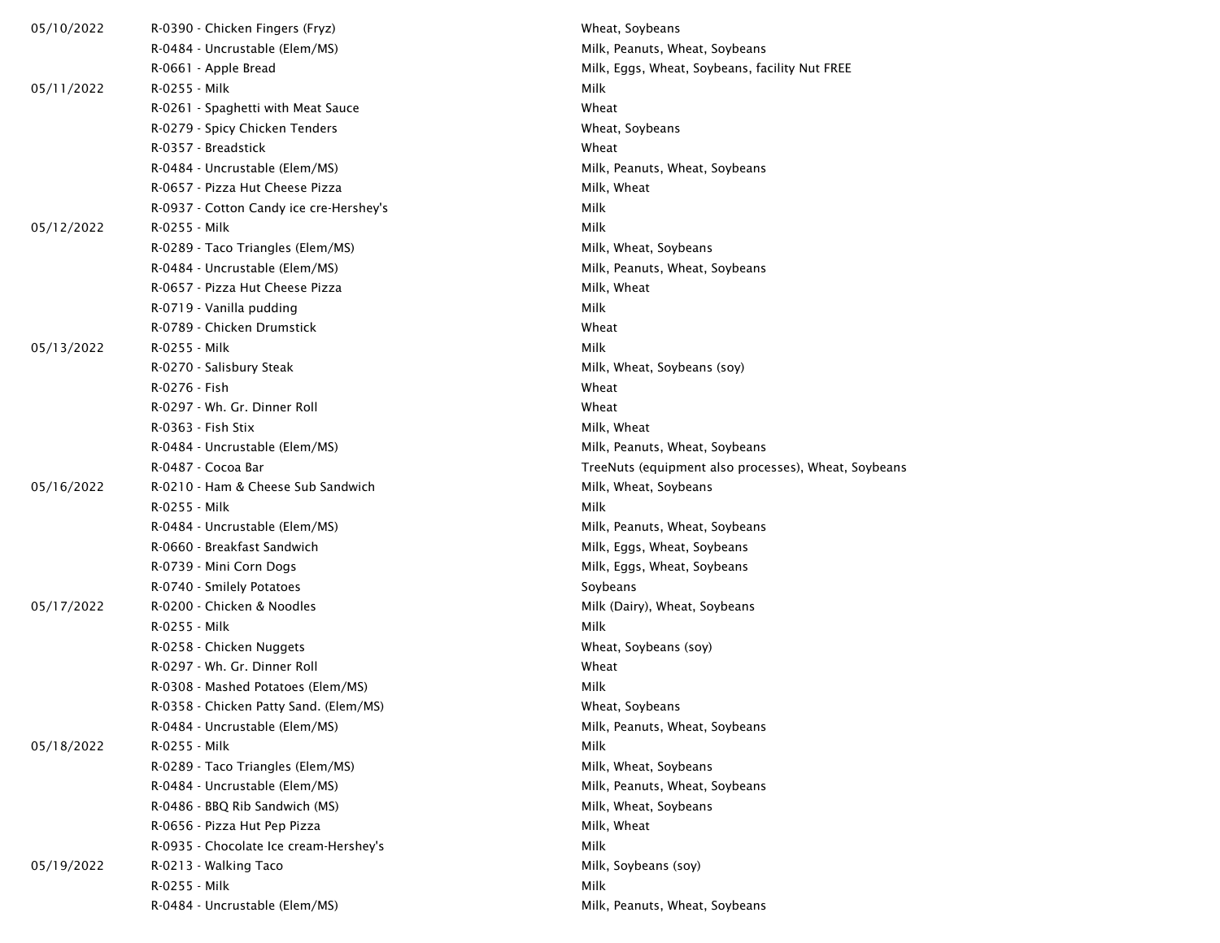| | | |
|---|---|---|
| 05/10/2022 | R-0390 - Chicken Fingers (Fryz) | Wheat, Soybeans |
| | R-0484 - Uncrustable (Elem/MS) | Milk, Peanuts, Wheat, Soybeans |
| | R-0661 - Apple Bread | Milk, Eggs, Wheat, Soybeans, facility Nut FREE |
| 05/11/2022 | R-0255 - Milk | Milk |
| | R-0261 - Spaghetti with Meat Sauce | Wheat |
| | R-0279 - Spicy Chicken Tenders | Wheat, Soybeans |
| | R-0357 - Breadstick | Wheat |
| | R-0484 - Uncrustable (Elem/MS) | Milk, Peanuts, Wheat, Soybeans |
| | R-0657 - Pizza Hut Cheese Pizza | Milk, Wheat |
| | R-0937 - Cotton Candy ice cre-Hershey's | Milk |
| 05/12/2022 | R-0255 - Milk | Milk |
| | R-0289 - Taco Triangles (Elem/MS) | Milk, Wheat, Soybeans |
| | R-0484 - Uncrustable (Elem/MS) | Milk, Peanuts, Wheat, Soybeans |
| | R-0657 - Pizza Hut Cheese Pizza | Milk, Wheat |
| | R-0719 - Vanilla pudding | Milk |
| | R-0789 - Chicken Drumstick | Wheat |
| 05/13/2022 | R-0255 - Milk | Milk |
| | R-0270 - Salisbury Steak | Milk, Wheat, Soybeans (soy) |
| | R-0276 - Fish | Wheat |
| | R-0297 - Wh. Gr. Dinner Roll | Wheat |
| | R-0363 - Fish Stix | Milk, Wheat |
| | R-0484 - Uncrustable (Elem/MS) | Milk, Peanuts, Wheat, Soybeans |
| | R-0487 - Cocoa Bar | TreeNuts (equipment also processes), Wheat, Soybeans |
| 05/16/2022 | R-0210 - Ham & Cheese Sub Sandwich | Milk, Wheat, Soybeans |
| | R-0255 - Milk | Milk |
| | R-0484 - Uncrustable (Elem/MS) | Milk, Peanuts, Wheat, Soybeans |
| | R-0660 - Breakfast Sandwich | Milk, Eggs, Wheat, Soybeans |
| | R-0739 - Mini Corn Dogs | Milk, Eggs, Wheat, Soybeans |
| | R-0740 - Smilely Potatoes | Soybeans |
| 05/17/2022 | R-0200 - Chicken & Noodles | Milk (Dairy), Wheat, Soybeans |
| | R-0255 - Milk | Milk |
| | R-0258 - Chicken Nuggets | Wheat, Soybeans (soy) |
| | R-0297 - Wh. Gr. Dinner Roll | Wheat |
| | R-0308 - Mashed Potatoes (Elem/MS) | Milk |
| | R-0358 - Chicken Patty Sand. (Elem/MS) | Wheat, Soybeans |
| | R-0484 - Uncrustable (Elem/MS) | Milk, Peanuts, Wheat, Soybeans |
| 05/18/2022 | R-0255 - Milk | Milk |
| | R-0289 - Taco Triangles (Elem/MS) | Milk, Wheat, Soybeans |
| | R-0484 - Uncrustable (Elem/MS) | Milk, Peanuts, Wheat, Soybeans |
| | R-0486 - BBQ Rib Sandwich (MS) | Milk, Wheat, Soybeans |
| | R-0656 - Pizza Hut Pep Pizza | Milk, Wheat |
| | R-0935 - Chocolate Ice cream-Hershey's | Milk |
| 05/19/2022 | R-0213 - Walking Taco | Milk, Soybeans (soy) |
| | R-0255 - Milk | Milk |
| | R-0484 - Uncrustable (Elem/MS) | Milk, Peanuts, Wheat, Soybeans |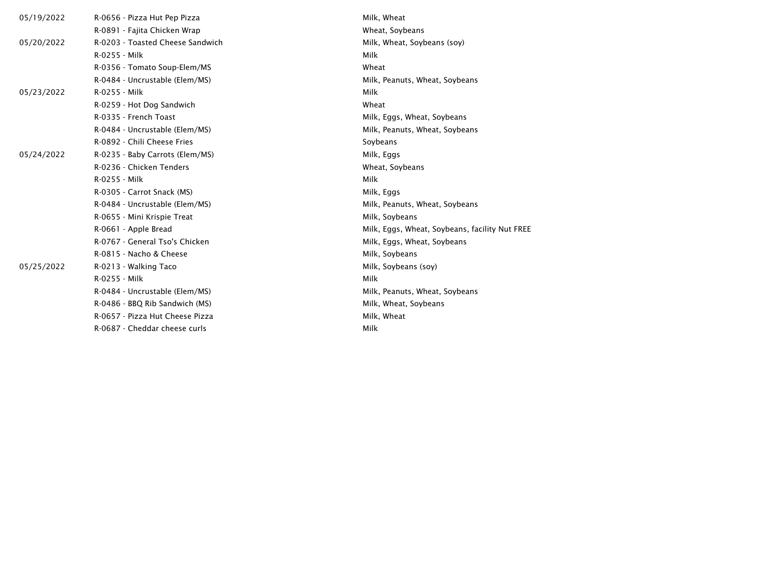| | | |
|---|---|---|
| 05/19/2022 | R-0656 - Pizza Hut Pep Pizza | Milk, Wheat |
| | R-0891 - Fajita Chicken Wrap | Wheat, Soybeans |
| 05/20/2022 | R-0203 - Toasted Cheese Sandwich | Milk, Wheat, Soybeans (soy) |
| | R-0255 - Milk | Milk |
| | R-0356 - Tomato Soup-Elem/MS | Wheat |
| | R-0484 - Uncrustable (Elem/MS) | Milk, Peanuts, Wheat, Soybeans |
| 05/23/2022 | R-0255 - Milk | Milk |
| | R-0259 - Hot Dog Sandwich | Wheat |
| | R-0335 - French Toast | Milk, Eggs, Wheat, Soybeans |
| | R-0484 - Uncrustable (Elem/MS) | Milk, Peanuts, Wheat, Soybeans |
| | R-0892 - Chili Cheese Fries | Soybeans |
| 05/24/2022 | R-0235 - Baby Carrots (Elem/MS) | Milk, Eggs |
| | R-0236 - Chicken Tenders | Wheat, Soybeans |
| | R-0255 - Milk | Milk |
| | R-0305 - Carrot Snack (MS) | Milk, Eggs |
| | R-0484 - Uncrustable (Elem/MS) | Milk, Peanuts, Wheat, Soybeans |
| | R-0655 - Mini Krispie Treat | Milk, Soybeans |
| | R-0661 - Apple Bread | Milk, Eggs, Wheat, Soybeans, facility Nut FREE |
| | R-0767 - General Tso's Chicken | Milk, Eggs, Wheat, Soybeans |
| | R-0815 - Nacho & Cheese | Milk, Soybeans |
| 05/25/2022 | R-0213 - Walking Taco | Milk, Soybeans (soy) |
| | R-0255 - Milk | Milk |
| | R-0484 - Uncrustable (Elem/MS) | Milk, Peanuts, Wheat, Soybeans |
| | R-0486 - BBQ Rib Sandwich (MS) | Milk, Wheat, Soybeans |
| | R-0657 - Pizza Hut Cheese Pizza | Milk, Wheat |
| | R-0687 - Cheddar cheese curls | Milk |